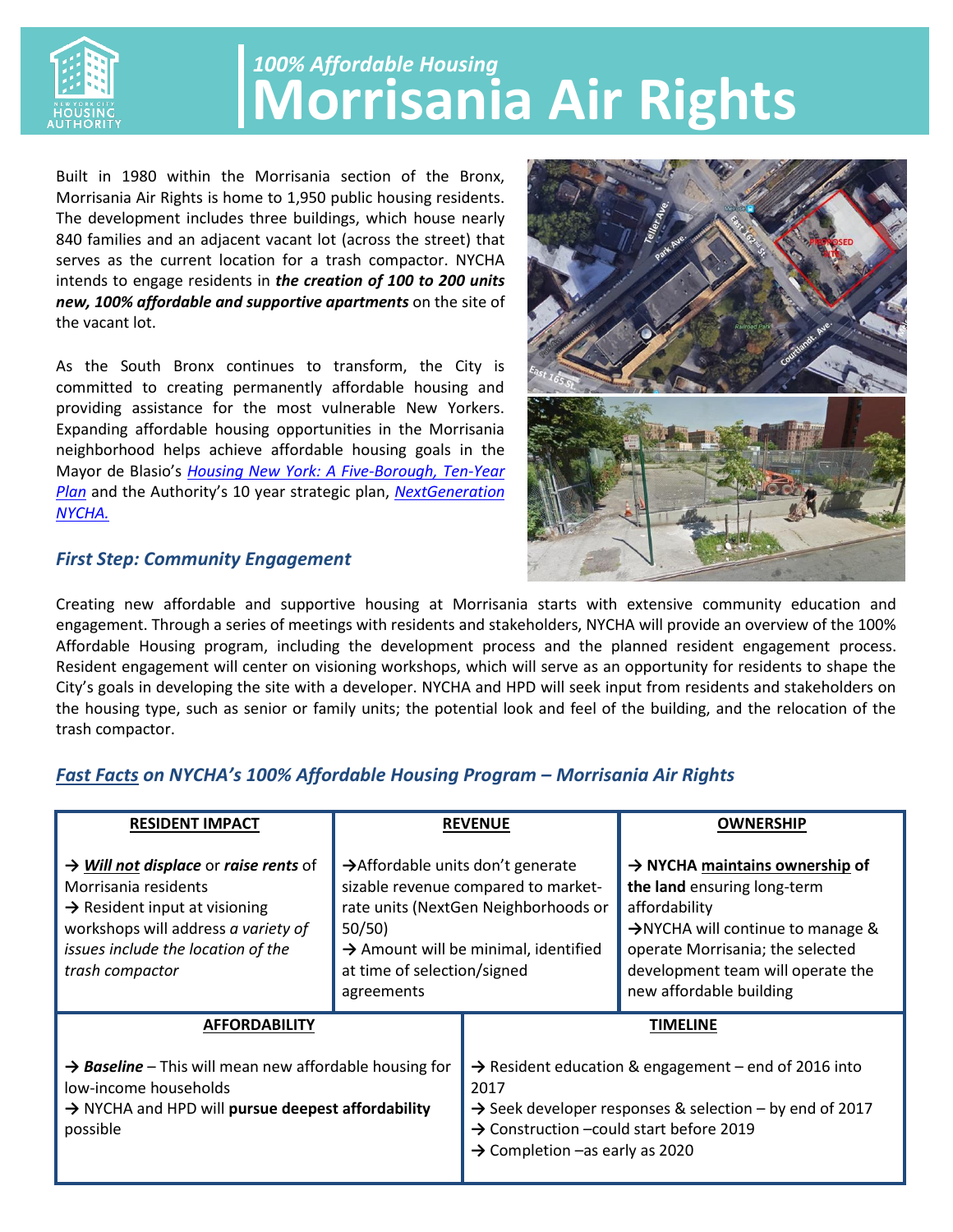# 100% Affordable Housing
# Morrisania Air Rights

Built in 1980 within the Morrisania section of the Bronx, Morrisania Air Rights is home to 1,950 public housing residents. The development includes three buildings, which house nearly 840 families and an adjacent vacant lot (across the street) that serves as the current location for a trash compactor. NYCHA intends to engage residents in ***the creation of 100 to 200 units new, 100% affordable and supportive apartments*** on the site of the vacant lot.

As the South Bronx continues to transform, the City is committed to creating permanently affordable housing and providing assistance for the most vulnerable New Yorkers. Expanding affordable housing opportunities in the Morrisania neighborhood helps achieve affordable housing goals in the Mayor de Blasio's *Housing New York: A Five-Borough, Ten-Year Plan* and the Authority's 10 year strategic plan, *NextGeneration NYCHA.*

### *First Step: Community Engagement*

Creating new affordable and supportive housing at Morrisania starts with extensive community education and engagement. Through a series of meetings with residents and stakeholders, NYCHA will provide an overview of the 100% Affordable Housing program, including the development process and the planned resident engagement process. Resident engagement will center on visioning workshops, which will serve as an opportunity for residents to shape the City's goals in developing the site with a developer. NYCHA and HPD will seek input from residents and stakeholders on the housing type, such as senior or family units; the potential look and feel of the building, and the relocation of the trash compactor.

### *Fast Facts on NYCHA's 100% Affordable Housing Program – Morrisania Air Rights*

| RESIDENT IMPACT | REVENUE | OWNERSHIP |
|---|---|---|
| → ***Will not displace*** or ***raise rents*** of Morrisania residents<br>→ Resident input at visioning workshops will address *a variety of issues include the location of the trash compactor* | →Affordable units don't generate sizable revenue compared to market-rate units (NextGen Neighborhoods or 50/50)<br>→ Amount will be minimal, identified at time of selection/signed agreements | → **NYCHA maintains ownership of the land** ensuring long-term affordability<br>→NYCHA will continue to manage & operate Morrisania; the selected development team will operate the new affordable building |

| AFFORDABILITY | TIMELINE |
|---|---|
| → ***Baseline*** – This will mean new affordable housing for low-income households<br>→ NYCHA and HPD will **pursue deepest affordability** possible | → Resident education & engagement – end of 2016 into 2017<br>→ Seek developer responses & selection – by end of 2017<br>→ Construction –could start before 2019<br>→ Completion –as early as 2020 |